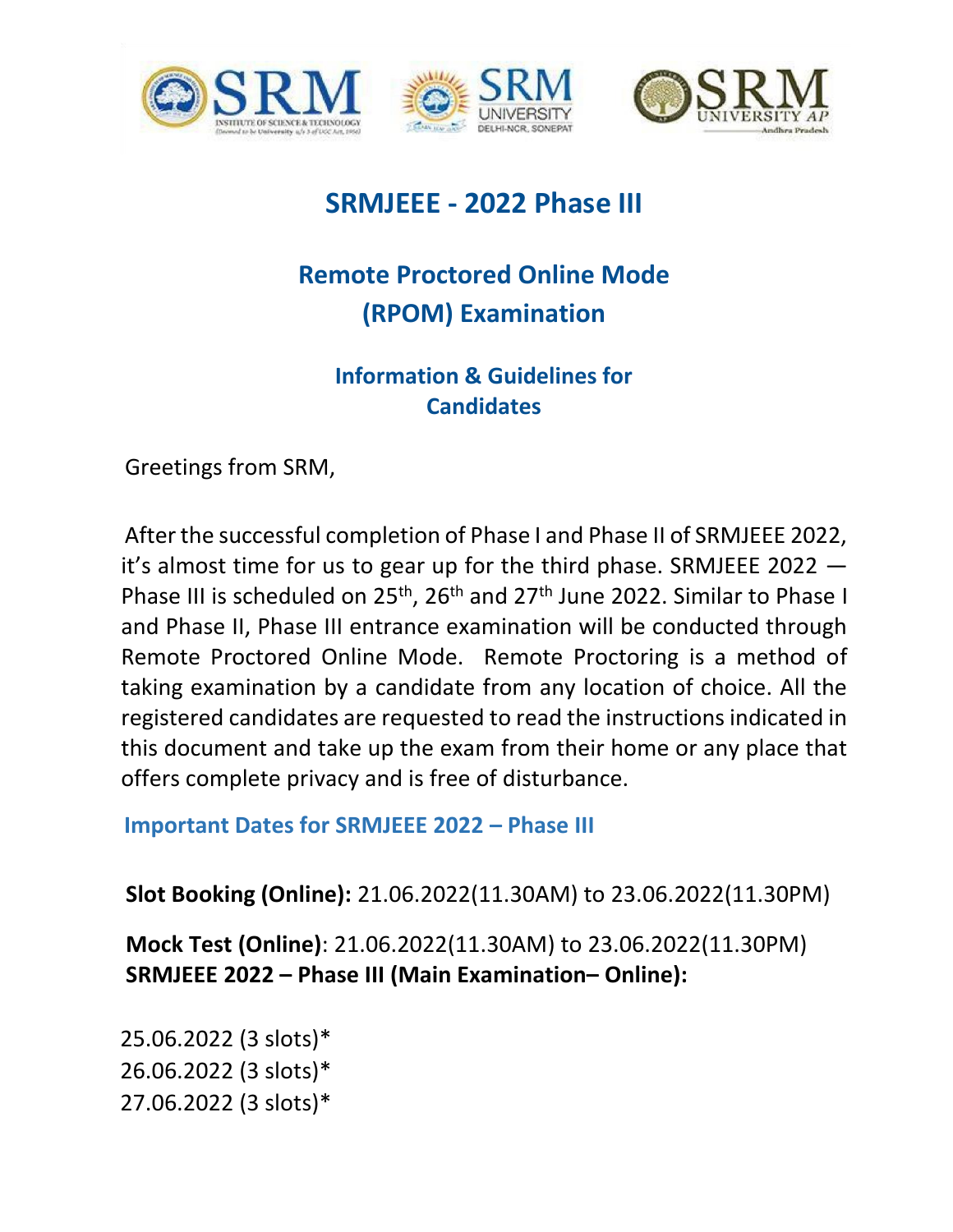# SRMJEEE - 2022 Phase III

## Remote Proctored Online Mode (RPOM) Examination

### Information & Guidelines for Candidates

Greetings from SRM,

After the successful completion of Phase I and Phase II of SRMJEEE 2022, it's almost time for us to gear up for the third phase. SRMJEEE 2022 — Phase III is scheduled on 25th, 26th and 27th June 2022. Similar to Phase I and Phase II, Phase III entrance examination will be conducted through Remote Proctored Online Mode. Remote Proctoring is a method of taking examination by a candidate from any location of choice. All the registered candidates are requested to read the instructions indicated in this document and take up the exam from their home or any place that offers complete privacy and is free of disturbance.

### Important Dates for SRMJEEE 2022 – Phase III

**Slot Booking (Online):** 21.06.2022(11.30AM) to 23.06.2022(11.30PM)

**Mock Test (Online)**: 21.06.2022(11.30AM) to 23.06.2022(11.30PM)

**SRMJEEE 2022 – Phase III (Main Examination– Online):**

25.06.2022 (3 slots)*
26.06.2022 (3 slots)*
27.06.2022 (3 slots)*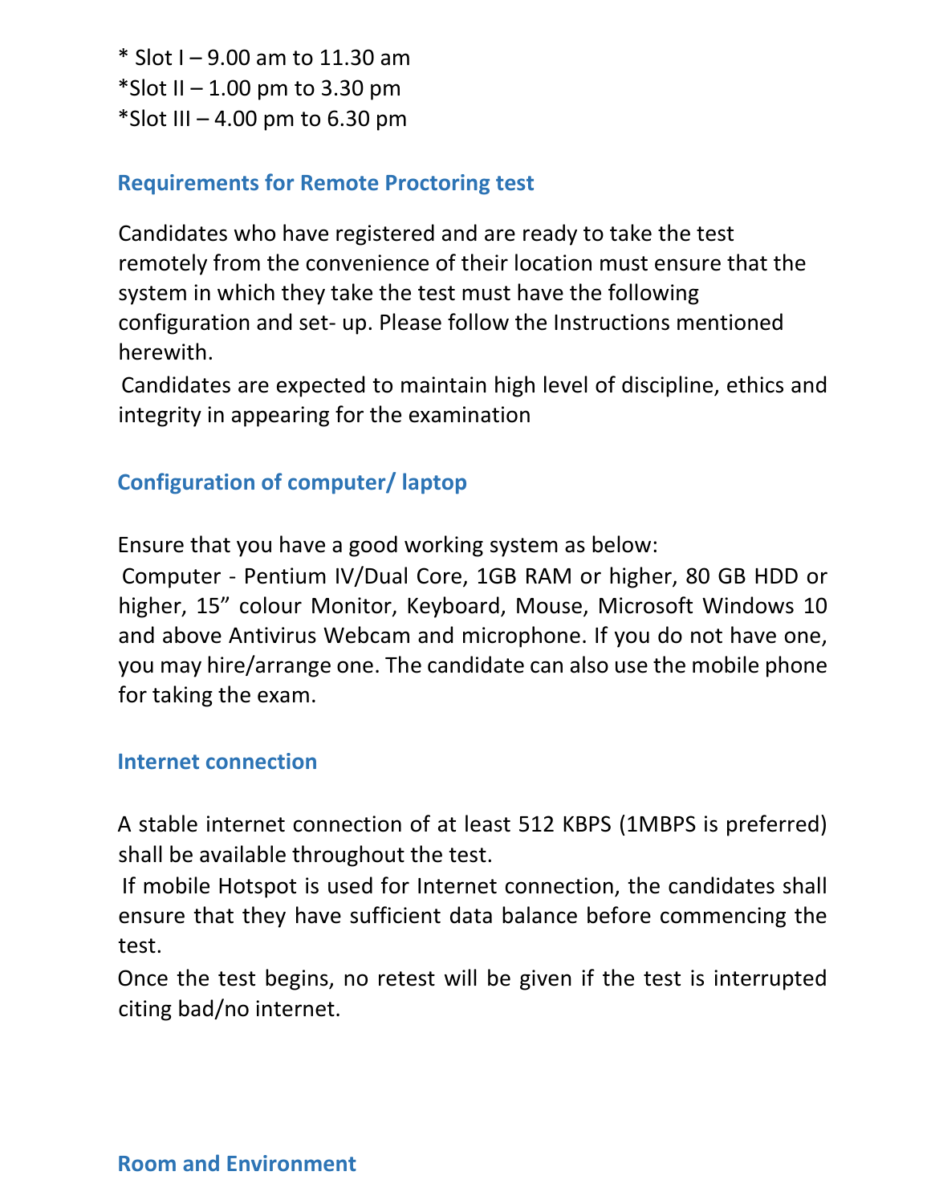* Slot I – 9.00 am to 11.30 am
*Slot II – 1.00 pm to 3.30 pm
*Slot III – 4.00 pm to 6.30 pm

## Requirements for Remote Proctoring test

Candidates who have registered and are ready to take the test remotely from the convenience of their location must ensure that the system in which they take the test must have the following configuration and set- up. Please follow the Instructions mentioned herewith.

Candidates are expected to maintain high level of discipline, ethics and integrity in appearing for the examination

## Configuration of computer/ laptop

Ensure that you have a good working system as below:

Computer - Pentium IV/Dual Core, 1GB RAM or higher, 80 GB HDD or higher, 15" colour Monitor, Keyboard, Mouse, Microsoft Windows 10 and above Antivirus Webcam and microphone. If you do not have one, you may hire/arrange one. The candidate can also use the mobile phone for taking the exam.

## Internet connection

A stable internet connection of at least 512 KBPS (1MBPS is preferred) shall be available throughout the test.

If mobile Hotspot is used for Internet connection, the candidates shall ensure that they have sufficient data balance before commencing the test.

Once the test begins, no retest will be given if the test is interrupted citing bad/no internet.

## Room and Environment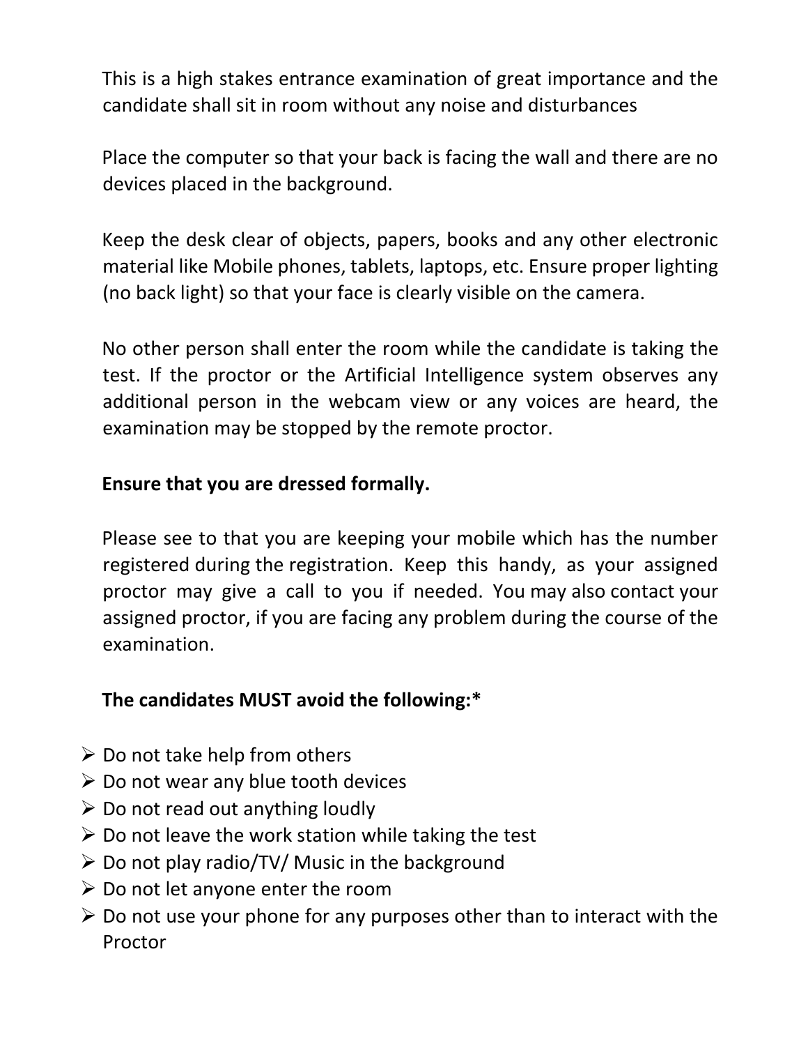This is a high stakes entrance examination of great importance and the candidate shall sit in room without any noise and disturbances

Place the computer so that your back is facing the wall and there are no devices placed in the background.

Keep the desk clear of objects, papers, books and any other electronic material like Mobile phones, tablets, laptops, etc. Ensure proper lighting (no back light) so that your face is clearly visible on the camera.

No other person shall enter the room while the candidate is taking the test. If the proctor or the Artificial Intelligence system observes any additional person in the webcam view or any voices are heard, the examination may be stopped by the remote proctor.

**Ensure that you are dressed formally.**

Please see to that you are keeping your mobile which has the number registered during the registration. Keep this handy, as your assigned proctor may give a call to you if needed. You may also contact your assigned proctor, if you are facing any problem during the course of the examination.

**The candidates MUST avoid the following:***

- Do not take help from others
- Do not wear any blue tooth devices
- Do not read out anything loudly
- Do not leave the work station while taking the test
- Do not play radio/TV/ Music in the background
- Do not let anyone enter the room
- Do not use your phone for any purposes other than to interact with the Proctor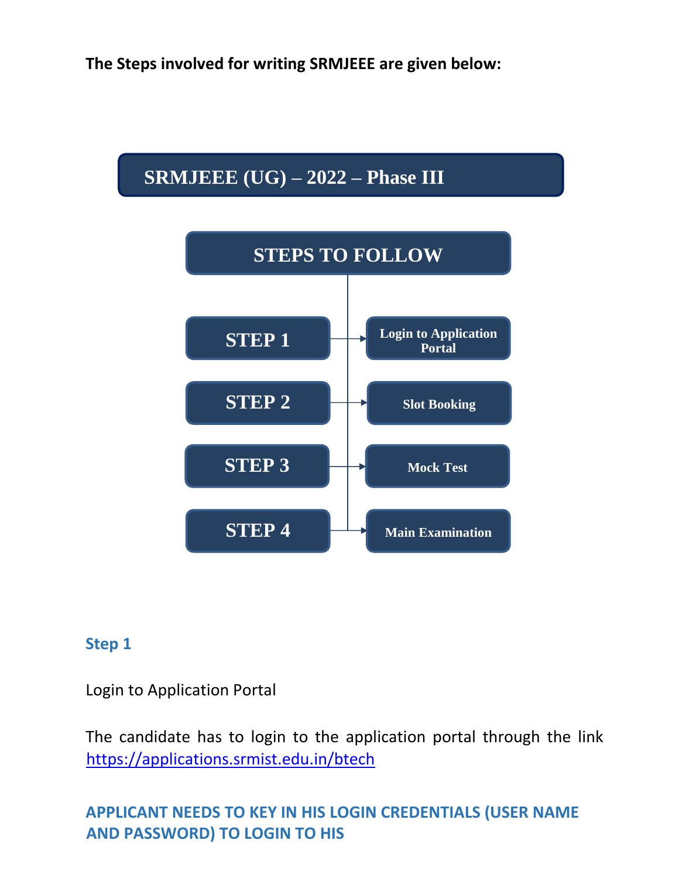**The Steps involved for writing SRMJEEE are given below:**

**SRMJEEE (UG) – 2022 – Phase III**

**STEPS TO FOLLOW**

| | |
|---|---|
| **STEP 1** | Login to Application Portal |
| **STEP 2** | Slot Booking |
| **STEP 3** | Mock Test |
| **STEP 4** | Main Examination |

### Step 1

Login to Application Portal

The candidate has to login to the application portal through the link https://applications.srmist.edu.in/btech

**APPLICANT NEEDS TO KEY IN HIS LOGIN CREDENTIALS (USER NAME AND PASSWORD) TO LOGIN TO HIS**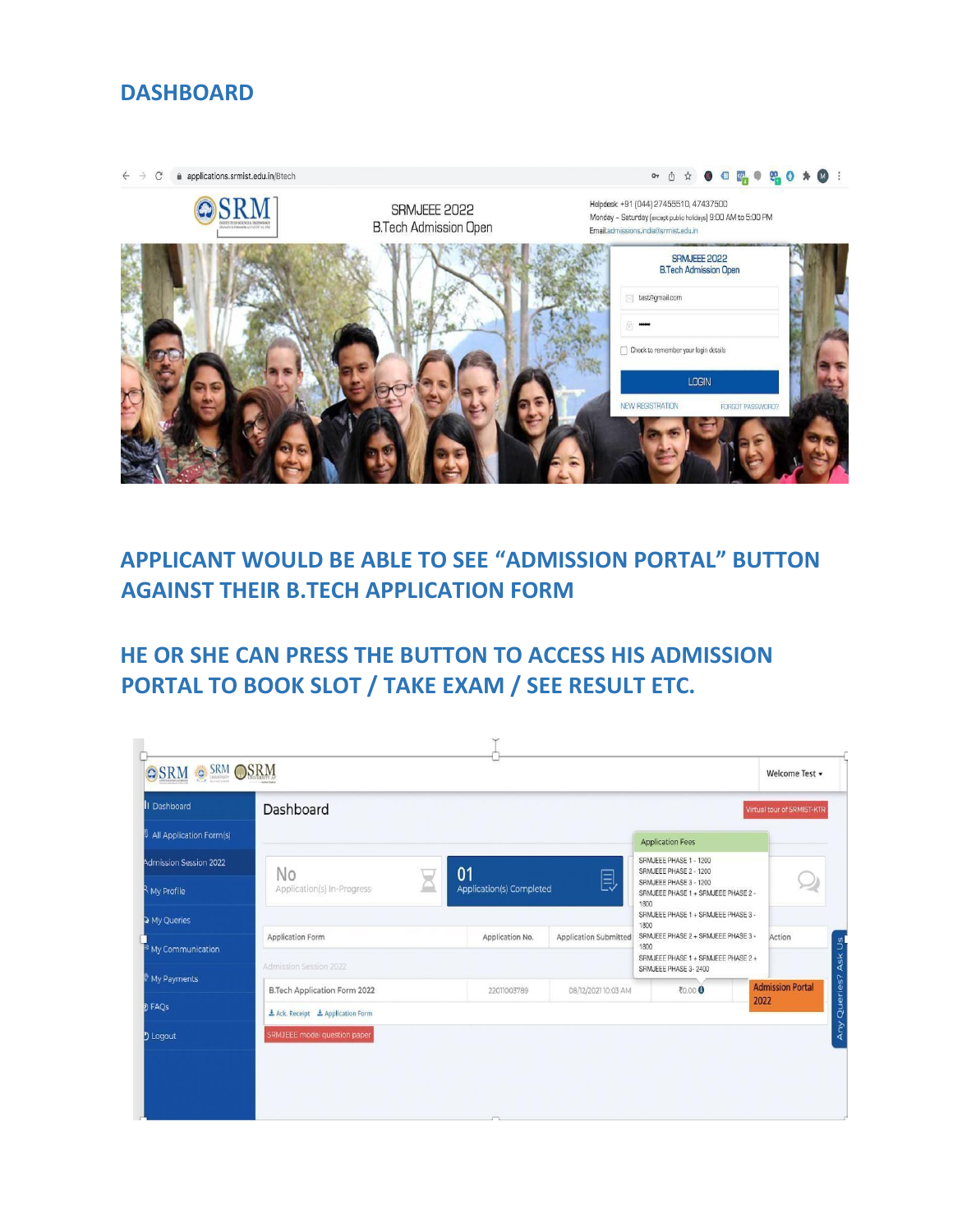## DASHBOARD

## APPLICANT WOULD BE ABLE TO SEE "ADMISSION PORTAL" BUTTON AGAINST THEIR B.TECH APPLICATION FORM

## HE OR SHE CAN PRESS THE BUTTON TO ACCESS HIS ADMISSION PORTAL TO BOOK SLOT / TAKE EXAM / SEE RESULT ETC.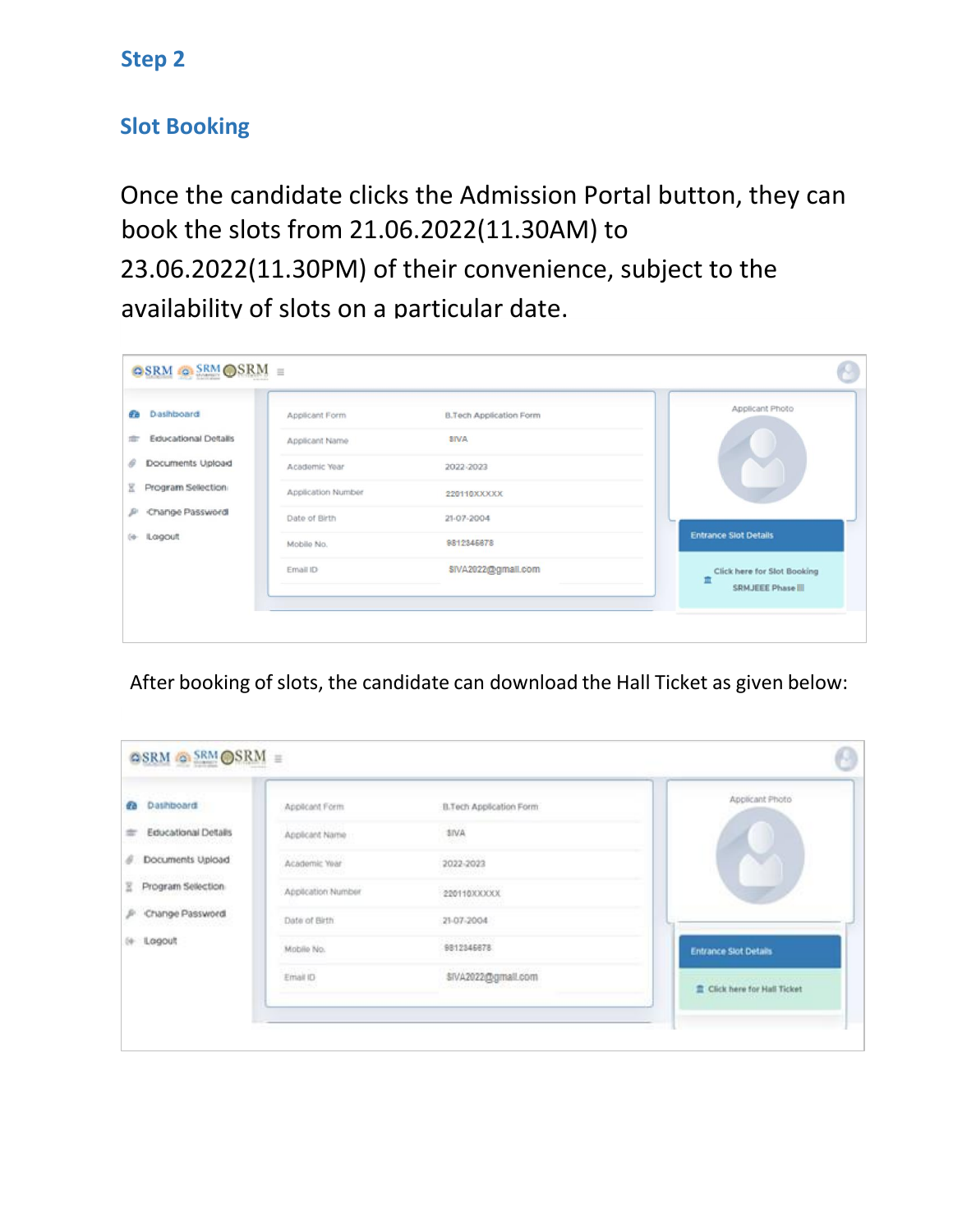## Step 2

## Slot Booking

Once the candidate clicks the Admission Portal button, they can book the slots from 21.06.2022(11.30AM) to 23.06.2022(11.30PM) of their convenience, subject to the availability of slots on a particular date.

After booking of slots, the candidate can download the Hall Ticket as given below: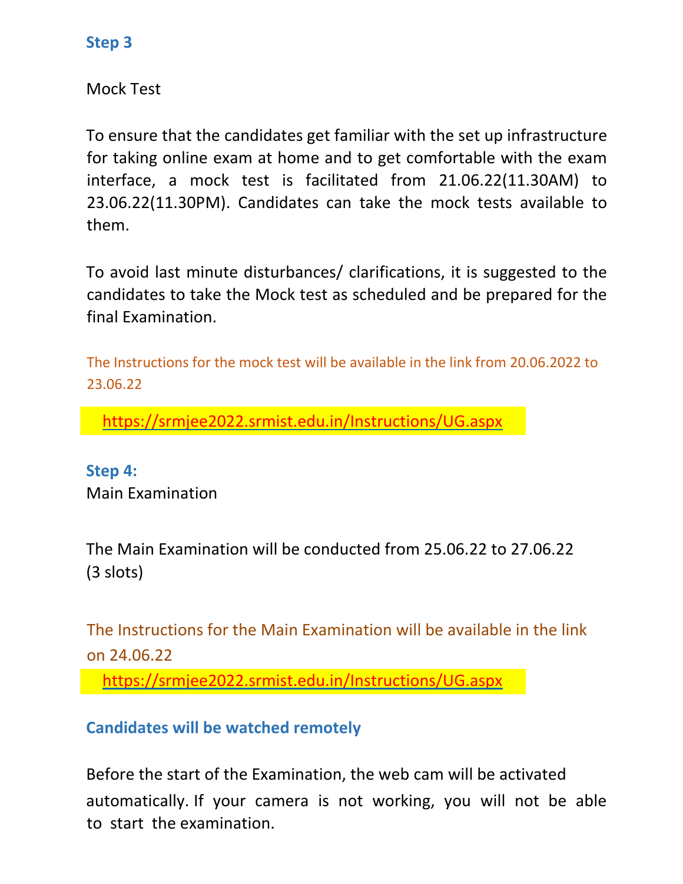### Step 3

Mock Test

To ensure that the candidates get familiar with the set up infrastructure for taking online exam at home and to get comfortable with the exam interface, a mock test is facilitated from 21.06.22(11.30AM) to 23.06.22(11.30PM). Candidates can take the mock tests available to them.

To avoid last minute disturbances/ clarifications, it is suggested to the candidates to take the Mock test as scheduled and be prepared for the final Examination.

The Instructions for the mock test will be available in the link from 20.06.2022 to 23.06.22

https://srmjee2022.srmist.edu.in/Instructions/UG.aspx

### Step 4:

Main Examination

The Main Examination will be conducted from 25.06.22 to 27.06.22 (3 slots)

The Instructions for the Main Examination will be available in the link on 24.06.22

https://srmjee2022.srmist.edu.in/Instructions/UG.aspx

### Candidates will be watched remotely

Before the start of the Examination, the web cam will be activated automatically. If your camera is not working, you will not be able to start the examination.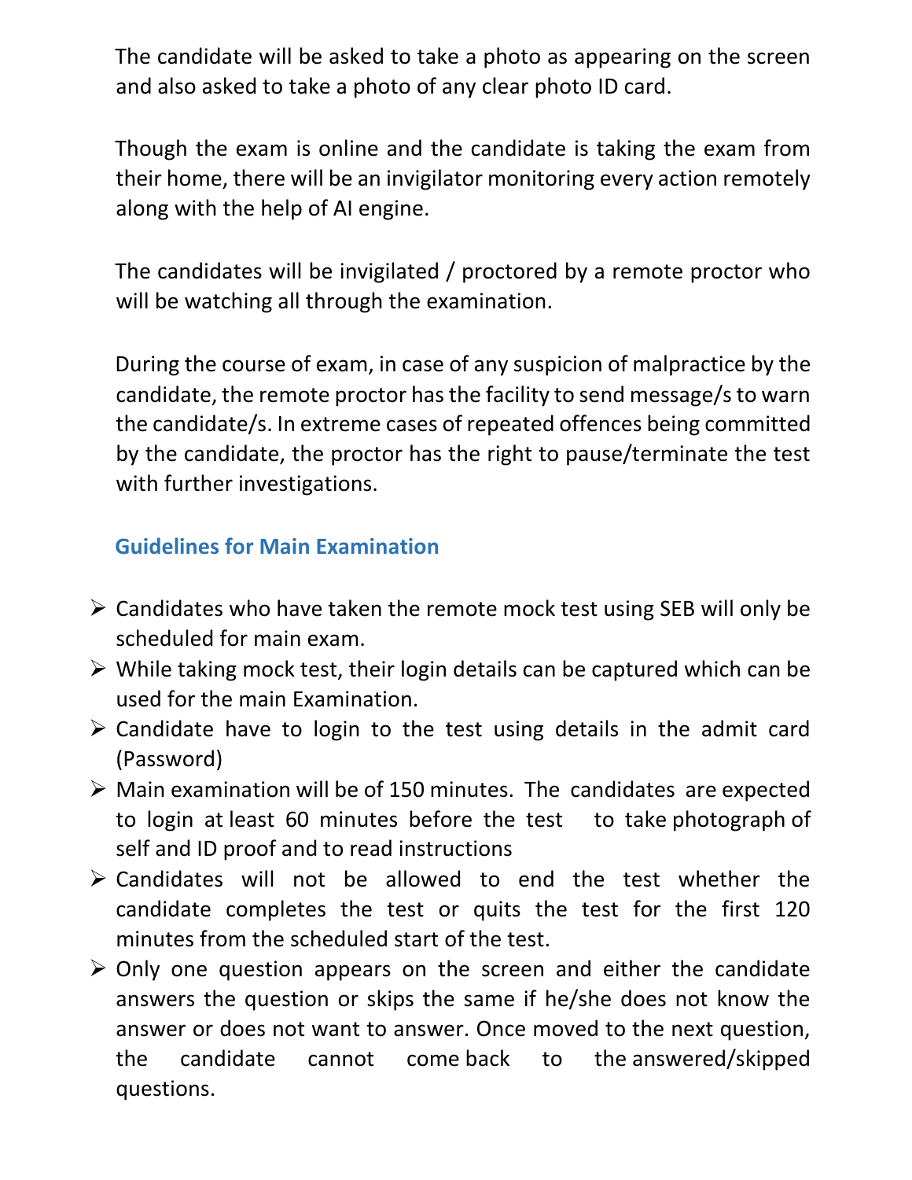The candidate will be asked to take a photo as appearing on the screen and also asked to take a photo of any clear photo ID card.

Though the exam is online and the candidate is taking the exam from their home, there will be an invigilator monitoring every action remotely along with the help of AI engine.

The candidates will be invigilated / proctored by a remote proctor who will be watching all through the examination.

During the course of exam, in case of any suspicion of malpractice by the candidate, the remote proctor has the facility to send message/s to warn the candidate/s. In extreme cases of repeated offences being committed by the candidate, the proctor has the right to pause/terminate the test with further investigations.

## Guidelines for Main Examination

- Candidates who have taken the remote mock test using SEB will only be scheduled for main exam.
- While taking mock test, their login details can be captured which can be used for the main Examination.
- Candidate have to login to the test using details in the admit card (Password)
- Main examination will be of 150 minutes. The candidates are expected to login at least 60 minutes before the test to take photograph of self and ID proof and to read instructions
- Candidates will not be allowed to end the test whether the candidate completes the test or quits the test for the first 120 minutes from the scheduled start of the test.
- Only one question appears on the screen and either the candidate answers the question or skips the same if he/she does not know the answer or does not want to answer. Once moved to the next question, the candidate cannot come back to the answered/skipped questions.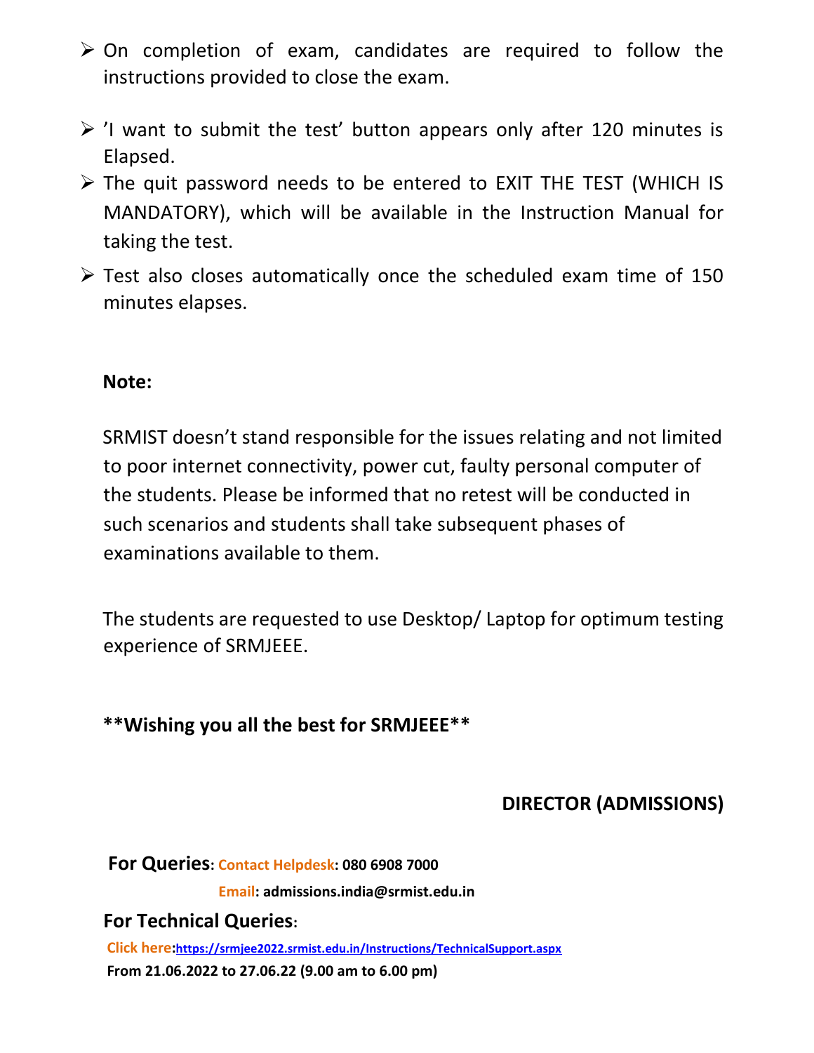- On completion of exam, candidates are required to follow the instructions provided to close the exam.
- 'I want to submit the test' button appears only after 120 minutes is Elapsed.
- The quit password needs to be entered to EXIT THE TEST (WHICH IS MANDATORY), which will be available in the Instruction Manual for taking the test.
- Test also closes automatically once the scheduled exam time of 150 minutes elapses.

**Note:**

SRMIST doesn't stand responsible for the issues relating and not limited to poor internet connectivity, power cut, faulty personal computer of the students. Please be informed that no retest will be conducted in such scenarios and students shall take subsequent phases of examinations available to them.

The students are requested to use Desktop/ Laptop for optimum testing experience of SRMJEEE.

****Wishing you all the best for SRMJEEE****

**DIRECTOR (ADMISSIONS)**

**For Queries: Contact Helpdesk: 080 6908 7000**

**Email: admissions.india@srmist.edu.in**

**For Technical Queries:**

**Click here: https://srmjee2022.srmist.edu.in/Instructions/TechnicalSupport.aspx**

**From 21.06.2022 to 27.06.22 (9.00 am to 6.00 pm)**